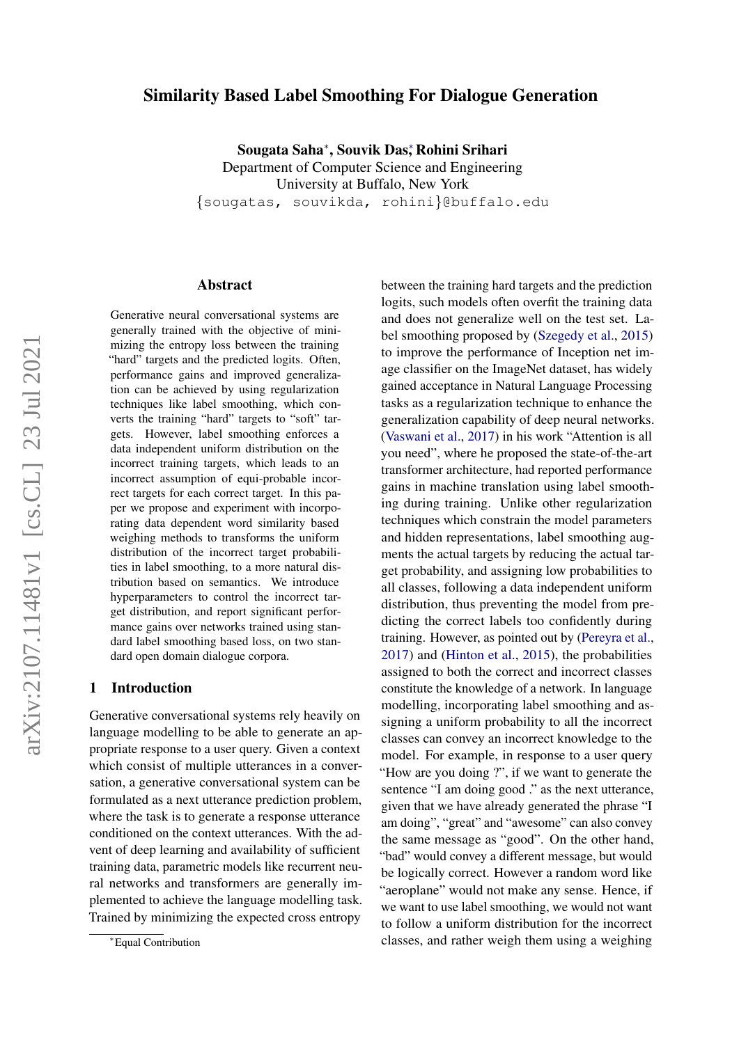# Similarity Based Label Smoothing For Dialogue Generation

**Sougata Saha***, **Souvik Das***, **Rohini Srihari**
Department of Computer Science and Engineering
University at Buffalo, New York
{sougatas, souvikda, rohini}@buffalo.edu

## Abstract

Generative neural conversational systems are generally trained with the objective of minimizing the entropy loss between the training "hard" targets and the predicted logits. Often, performance gains and improved generalization can be achieved by using regularization techniques like label smoothing, which converts the training "hard" targets to "soft" targets. However, label smoothing enforces a data independent uniform distribution on the incorrect training targets, which leads to an incorrect assumption of equi-probable incorrect targets for each correct target. In this paper we propose and experiment with incorporating data dependent word similarity based weighing methods to transforms the uniform distribution of the incorrect target probabilities in label smoothing, to a more natural distribution based on semantics. We introduce hyperparameters to control the incorrect target distribution, and report significant performance gains over networks trained using standard label smoothing based loss, on two standard open domain dialogue corpora.

## 1 Introduction

Generative conversational systems rely heavily on language modelling to be able to generate an appropriate response to a user query. Given a context which consist of multiple utterances in a conversation, a generative conversational system can be formulated as a next utterance prediction problem, where the task is to generate a response utterance conditioned on the context utterances. With the advent of deep learning and availability of sufficient training data, parametric models like recurrent neural networks and transformers are generally implemented to achieve the language modelling task. Trained by minimizing the expected cross entropy between the training hard targets and the prediction logits, such models often overfit the training data and does not generalize well on the test set. Label smoothing proposed by (Szegedy et al., 2015) to improve the performance of Inception net image classifier on the ImageNet dataset, has widely gained acceptance in Natural Language Processing tasks as a regularization technique to enhance the generalization capability of deep neural networks. (Vaswani et al., 2017) in his work "Attention is all you need", where he proposed the state-of-the-art transformer architecture, had reported performance gains in machine translation using label smoothing during training. Unlike other regularization techniques which constrain the model parameters and hidden representations, label smoothing augments the actual targets by reducing the actual target probability, and assigning low probabilities to all classes, following a data independent uniform distribution, thus preventing the model from predicting the correct labels too confidently during training. However, as pointed out by (Pereyra et al., 2017) and (Hinton et al., 2015), the probabilities assigned to both the correct and incorrect classes constitute the knowledge of a network. In language modelling, incorporating label smoothing and assigning a uniform probability to all the incorrect classes can convey an incorrect knowledge to the model. For example, in response to a user query "How are you doing ?", if we want to generate the sentence "I am doing good ." as the next utterance, given that we have already generated the phrase "I am doing", "great" and "awesome" can also convey the same message as "good". On the other hand, "bad" would convey a different message, but would be logically correct. However a random word like "aeroplane" would not make any sense. Hence, if we want to use label smoothing, we would not want to follow a uniform distribution for the incorrect classes, and rather weigh them using a weighing

*Equal Contribution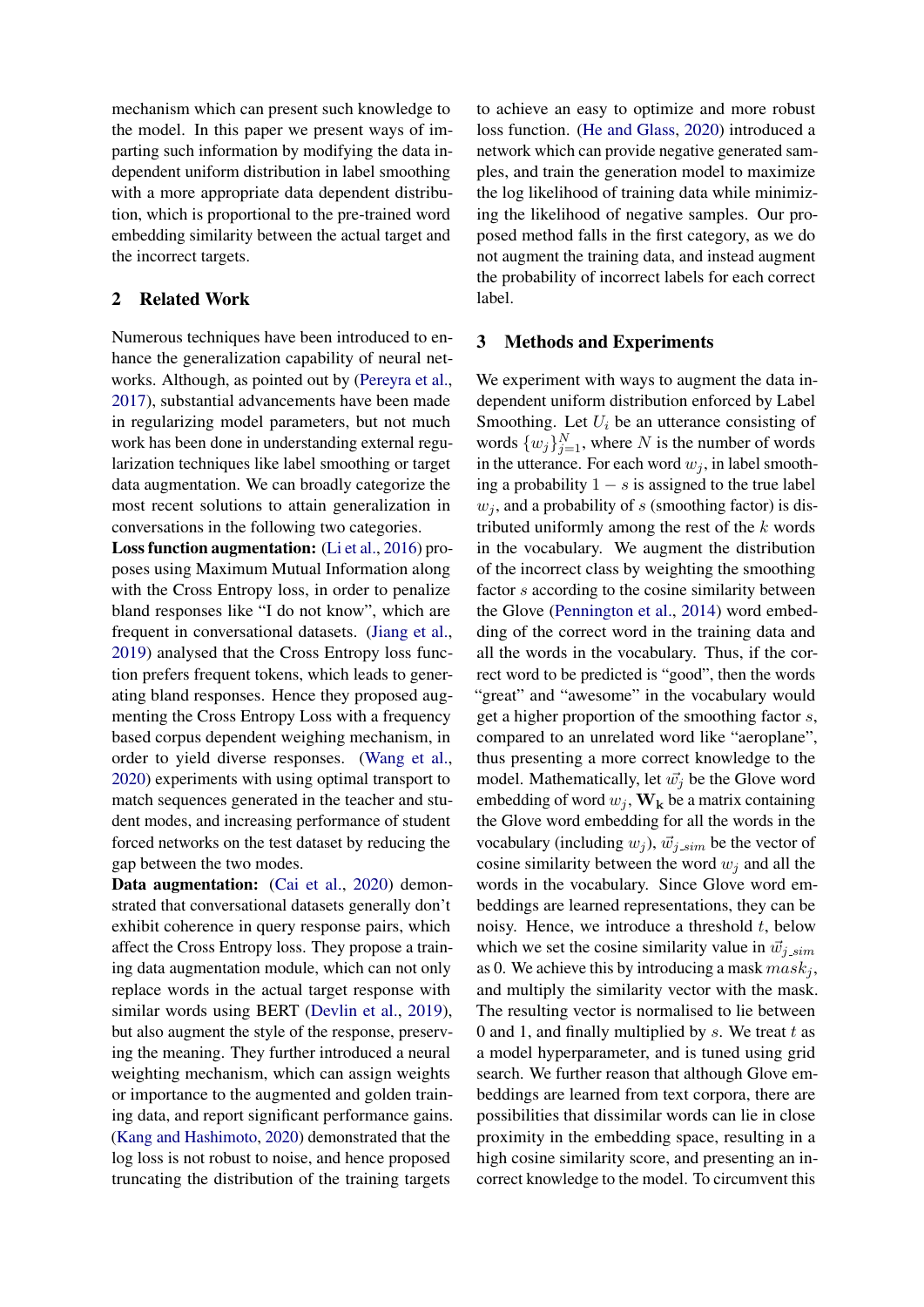mechanism which can present such knowledge to the model. In this paper we present ways of imparting such information by modifying the data independent uniform distribution in label smoothing with a more appropriate data dependent distribution, which is proportional to the pre-trained word embedding similarity between the actual target and the incorrect targets.

## 2 Related Work

Numerous techniques have been introduced to enhance the generalization capability of neural networks. Although, as pointed out by (Pereyra et al., 2017), substantial advancements have been made in regularizing model parameters, but not much work has been done in understanding external regularization techniques like label smoothing or target data augmentation. We can broadly categorize the most recent solutions to attain generalization in conversations in the following two categories.

**Loss function augmentation:** (Li et al., 2016) proposes using Maximum Mutual Information along with the Cross Entropy loss, in order to penalize bland responses like "I do not know", which are frequent in conversational datasets. (Jiang et al., 2019) analysed that the Cross Entropy loss function prefers frequent tokens, which leads to generating bland responses. Hence they proposed augmenting the Cross Entropy Loss with a frequency based corpus dependent weighing mechanism, in order to yield diverse responses. (Wang et al., 2020) experiments with using optimal transport to match sequences generated in the teacher and student modes, and increasing performance of student forced networks on the test dataset by reducing the gap between the two modes.

**Data augmentation:** (Cai et al., 2020) demonstrated that conversational datasets generally don't exhibit coherence in query response pairs, which affect the Cross Entropy loss. They propose a training data augmentation module, which can not only replace words in the actual target response with similar words using BERT (Devlin et al., 2019), but also augment the style of the response, preserving the meaning. They further introduced a neural weighting mechanism, which can assign weights or importance to the augmented and golden training data, and report significant performance gains. (Kang and Hashimoto, 2020) demonstrated that the log loss is not robust to noise, and hence proposed truncating the distribution of the training targets to achieve an easy to optimize and more robust loss function. (He and Glass, 2020) introduced a network which can provide negative generated samples, and train the generation model to maximize the log likelihood of training data while minimizing the likelihood of negative samples. Our proposed method falls in the first category, as we do not augment the training data, and instead augment the probability of incorrect labels for each correct label.

## 3 Methods and Experiments

We experiment with ways to augment the data independent uniform distribution enforced by Label Smoothing. Let $U_i$ be an utterance consisting of words $\{w_j\}_{j=1}^{N}$, where $N$ is the number of words in the utterance. For each word $w_j$, in label smoothing a probability $1 - s$ is assigned to the true label $w_j$, and a probability of $s$ (smoothing factor) is distributed uniformly among the rest of the $k$ words in the vocabulary. We augment the distribution of the incorrect class by weighting the smoothing factor $s$ according to the cosine similarity between the Glove (Pennington et al., 2014) word embedding of the correct word in the training data and all the words in the vocabulary. Thus, if the correct word to be predicted is "good", then the words "great" and "awesome" in the vocabulary would get a higher proportion of the smoothing factor $s$, compared to an unrelated word like "aeroplane", thus presenting a more correct knowledge to the model. Mathematically, let $\vec{w_j}$ be the Glove word embedding of word $w_j$, $\mathbf{W_k}$ be a matrix containing the Glove word embedding for all the words in the vocabulary (including $w_j$), $\vec{w}_{j\_sim}$ be the vector of cosine similarity between the word $w_j$ and all the words in the vocabulary. Since Glove word embeddings are learned representations, they can be noisy. Hence, we introduce a threshold $t$, below which we set the cosine similarity value in $\vec{w}_{j\_sim}$ as 0. We achieve this by introducing a mask $mask_j$, and multiply the similarity vector with the mask. The resulting vector is normalised to lie between 0 and 1, and finally multiplied by $s$. We treat $t$ as a model hyperparameter, and is tuned using grid search. We further reason that although Glove embeddings are learned from text corpora, there are possibilities that dissimilar words can lie in close proximity in the embedding space, resulting in a high cosine similarity score, and presenting an incorrect knowledge to the model. To circumvent this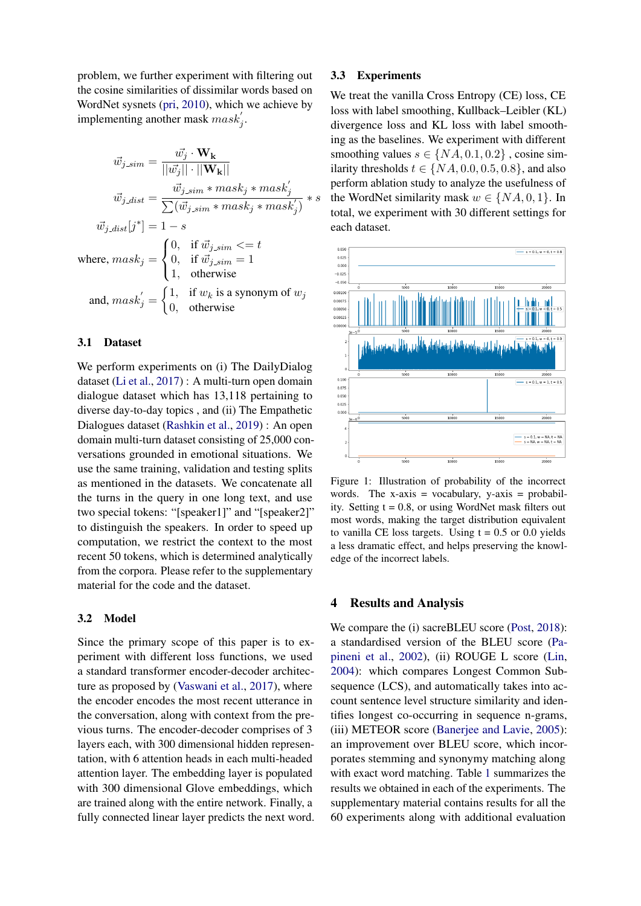problem, we further experiment with filtering out the cosine similarities of dissimilar words based on WordNet sysnets (pri, 2010), which we achieve by implementing another mask $mask_j^{'}$.

$$\vec{w}_{j\_sim} = \frac{\vec{w_j} \cdot \mathbf{W_k}}{||\vec{w_j}|| \cdot ||\mathbf{W_k}||}$$

$$\vec{w}_{j\_dist} = \frac{\vec{w}_{j\_sim} * mask_j * mask_j^{'}}{\sum(\vec{w}_{j\_sim} * mask_j * mask_j^{'})} * s$$

$$\vec{w}_{j\_dist}[j^*] = 1 - s$$

$$\text{where, } mask_j = \begin{cases} 0, & \text{if } \vec{w}_{j\_sim} <= t \\ 0, & \text{if } \vec{w}_{j\_sim} = 1 \\ 1, & \text{otherwise} \end{cases}$$

$$\text{and, } mask_j^{'} = \begin{cases} 1, & \text{if } w_k \text{ is a synonym of } w_j \\ 0, & \text{otherwise} \end{cases}$$

### 3.1 Dataset

We perform experiments on (i) The DailyDialog dataset (Li et al., 2017) : A multi-turn open domain dialogue dataset which has 13,118 pertaining to diverse day-to-day topics , and (ii) The Empathetic Dialogues dataset (Rashkin et al., 2019) : An open domain multi-turn dataset consisting of 25,000 conversations grounded in emotional situations. We use the same training, validation and testing splits as mentioned in the datasets. We concatenate all the turns in the query in one long text, and use two special tokens: "[speaker1]" and "[speaker2]" to distinguish the speakers. In order to speed up computation, we restrict the context to the most recent 50 tokens, which is determined analytically from the corpora. Please refer to the supplementary material for the code and the dataset.

### 3.2 Model

Since the primary scope of this paper is to experiment with different loss functions, we used a standard transformer encoder-decoder architecture as proposed by (Vaswani et al., 2017), where the encoder encodes the most recent utterance in the conversation, along with context from the previous turns. The encoder-decoder comprises of 3 layers each, with 300 dimensional hidden representation, with 6 attention heads in each multi-headed attention layer. The embedding layer is populated with 300 dimensional Glove embeddings, which are trained along with the entire network. Finally, a fully connected linear layer predicts the next word.

### 3.3 Experiments

We treat the vanilla Cross Entropy (CE) loss, CE loss with label smoothing, Kullback–Leibler (KL) divergence loss and KL loss with label smoothing as the baselines. We experiment with different smoothing values $s \in \{NA, 0.1, 0.2\}$ , cosine similarity thresholds $t \in \{NA, 0.0, 0.5, 0.8\}$, and also perform ablation study to analyze the usefulness of the WordNet similarity mask $w \in \{NA, 0, 1\}$. In total, we experiment with 30 different settings for each dataset.

Figure 1: Illustration of probability of the incorrect words. The x-axis = vocabulary, y-axis = probability. Setting t = 0.8, or using WordNet mask filters out most words, making the target distribution equivalent to vanilla CE loss targets. Using t = 0.5 or 0.0 yields a less dramatic effect, and helps preserving the knowledge of the incorrect labels.

## 4 Results and Analysis

We compare the (i) sacreBLEU score (Post, 2018): a standardised version of the BLEU score (Papineni et al., 2002), (ii) ROUGE L score (Lin, 2004): which compares Longest Common Subsequence (LCS), and automatically takes into account sentence level structure similarity and identifies longest co-occurring in sequence n-grams, (iii) METEOR score (Banerjee and Lavie, 2005): an improvement over BLEU score, which incorporates stemming and synonymy matching along with exact word matching. Table 1 summarizes the results we obtained in each of the experiments. The supplementary material contains results for all the 60 experiments along with additional evaluation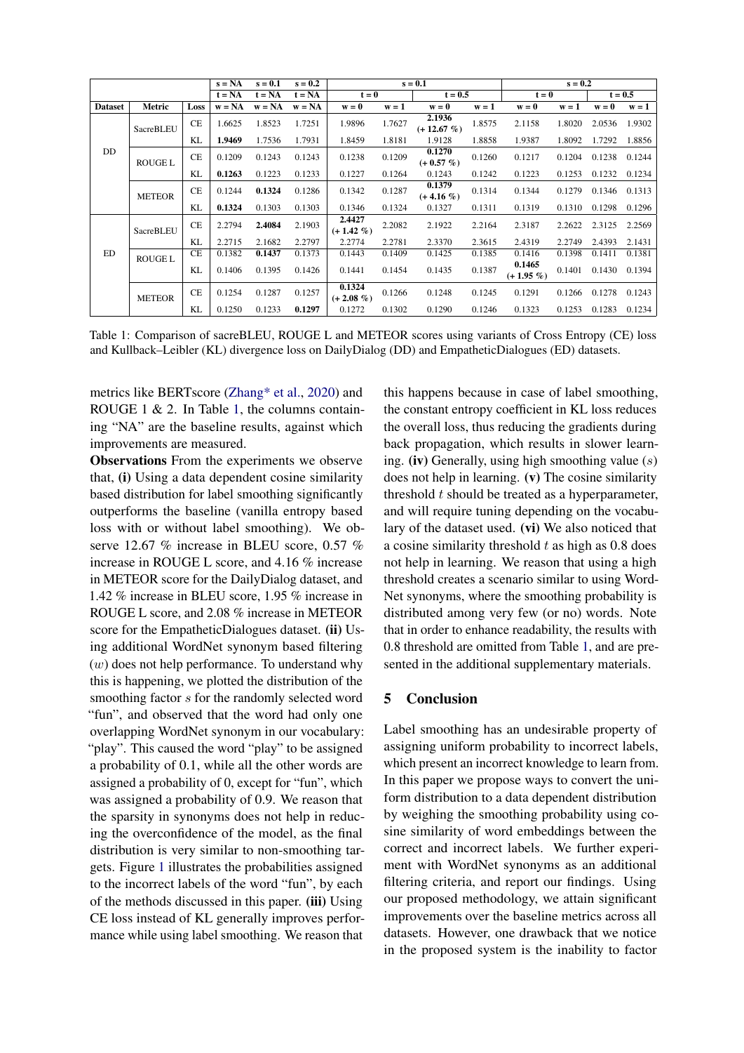| | | | s = NA | s = 0.1 | s = 0.2 | s = 0.1 | | | | s = 0.2 | | | |
|---|---|---|---|---|---|---|---|---|---|---|---|---|---|
| | | | t = NA | t = NA | t = NA | t = 0 | | t = 0.5 | | t = 0 | | t = 0.5 | |
| **Dataset** | **Metric** | **Loss** | **w = NA** | **w = NA** | **w = NA** | **w = 0** | **w = 1** | **w = 0** | **w = 1** | **w = 0** | **w = 1** | **w = 0** | **w = 1** |
| DD | SacreBLEU | CE | 1.6625 | 1.8523 | 1.7251 | 1.9896 | 1.7627 | **2.1936 (+ 12.67 %)** | 1.8575 | 2.1158 | 1.8020 | 2.0536 | 1.9302 |
| | | KL | **1.9469** | 1.7536 | 1.7931 | 1.8459 | 1.8181 | 1.9128 | 1.8858 | 1.9387 | 1.8092 | 1.7292 | 1.8856 |
| | ROUGE L | CE | 0.1209 | 0.1243 | 0.1243 | 0.1238 | 0.1209 | **0.1270 (+ 0.57 %)** | 0.1260 | 0.1217 | 0.1204 | 0.1238 | 0.1244 |
| | | KL | **0.1263** | 0.1223 | 0.1233 | 0.1227 | 0.1264 | 0.1243 | 0.1242 | 0.1223 | 0.1253 | 0.1232 | 0.1234 |
| | METEOR | CE | 0.1244 | **0.1324** | 0.1286 | 0.1342 | 0.1287 | **0.1379 (+ 4.16 %)** | 0.1314 | 0.1344 | 0.1279 | 0.1346 | 0.1313 |
| | | KL | **0.1324** | 0.1303 | 0.1303 | 0.1346 | 0.1324 | 0.1327 | 0.1311 | 0.1319 | 0.1310 | 0.1298 | 0.1296 |
| ED | SacreBLEU | CE | 2.2794 | **2.4084** | 2.1903 | **2.4427 (+ 1.42 %)** | 2.2082 | 2.1922 | 2.2164 | 2.3187 | 2.2622 | 2.3125 | 2.2569 |
| | | KL | 2.2715 | 2.1682 | 2.2797 | 2.2774 | 2.2781 | 2.3370 | 2.3615 | 2.4319 | 2.2749 | 2.4393 | 2.1431 |
| | ROUGE L | CE | 0.1382 | **0.1437** | 0.1373 | 0.1443 | 0.1409 | 0.1425 | 0.1385 | 0.1416 | 0.1398 | 0.1411 | 0.1381 |
| | | KL | 0.1406 | 0.1395 | 0.1426 | 0.1441 | 0.1454 | 0.1435 | 0.1387 | **0.1465 (+ 1.95 %)** | 0.1401 | 0.1430 | 0.1394 |
| | METEOR | CE | 0.1254 | 0.1287 | 0.1257 | **0.1324 (+ 2.08 %)** | 0.1266 | 0.1248 | 0.1245 | 0.1291 | 0.1266 | 0.1278 | 0.1243 |
| | | KL | 0.1250 | 0.1233 | **0.1297** | 0.1272 | 0.1302 | 0.1290 | 0.1246 | 0.1323 | 0.1253 | 0.1283 | 0.1234 |

Table 1: Comparison of sacreBLEU, ROUGE L and METEOR scores using variants of Cross Entropy (CE) loss and Kullback–Leibler (KL) divergence loss on DailyDialog (DD) and EmpatheticDialogues (ED) datasets.

metrics like BERTscore (Zhang* et al., 2020) and ROUGE 1 & 2. In Table 1, the columns containing "NA" are the baseline results, against which improvements are measured.

**Observations** From the experiments we observe that, **(i)** Using a data dependent cosine similarity based distribution for label smoothing significantly outperforms the baseline (vanilla entropy based loss with or without label smoothing). We observe 12.67 % increase in BLEU score, 0.57 % increase in ROUGE L score, and 4.16 % increase in METEOR score for the DailyDialog dataset, and 1.42 % increase in BLEU score, 1.95 % increase in ROUGE L score, and 2.08 % increase in METEOR score for the EmpatheticDialogues dataset. **(ii)** Using additional WordNet synonym based filtering ($w$) does not help performance. To understand why this is happening, we plotted the distribution of the smoothing factor $s$ for the randomly selected word "fun", and observed that the word had only one overlapping WordNet synonym in our vocabulary: "play". This caused the word "play" to be assigned a probability of 0.1, while all the other words are assigned a probability of 0, except for "fun", which was assigned a probability of 0.9. We reason that the sparsity in synonyms does not help in reducing the overconfidence of the model, as the final distribution is very similar to non-smoothing targets. Figure 1 illustrates the probabilities assigned to the incorrect labels of the word "fun", by each of the methods discussed in this paper. **(iii)** Using CE loss instead of KL generally improves performance while using label smoothing. We reason that this happens because in case of label smoothing, the constant entropy coefficient in KL loss reduces the overall loss, thus reducing the gradients during back propagation, which results in slower learning. **(iv)** Generally, using high smoothing value ($s$) does not help in learning. **(v)** The cosine similarity threshold $t$ should be treated as a hyperparameter, and will require tuning depending on the vocabulary of the dataset used. **(vi)** We also noticed that a cosine similarity threshold $t$ as high as 0.8 does not help in learning. We reason that using a high threshold creates a scenario similar to using WordNet synonyms, where the smoothing probability is distributed among very few (or no) words. Note that in order to enhance readability, the results with 0.8 threshold are omitted from Table 1, and are presented in the additional supplementary materials.

## 5 Conclusion

Label smoothing has an undesirable property of assigning uniform probability to incorrect labels, which present an incorrect knowledge to learn from. In this paper we propose ways to convert the uniform distribution to a data dependent distribution by weighing the smoothing probability using cosine similarity of word embeddings between the correct and incorrect labels. We further experiment with WordNet synonyms as an additional filtering criteria, and report our findings. Using our proposed methodology, we attain significant improvements over the baseline metrics across all datasets. However, one drawback that we notice in the proposed system is the inability to factor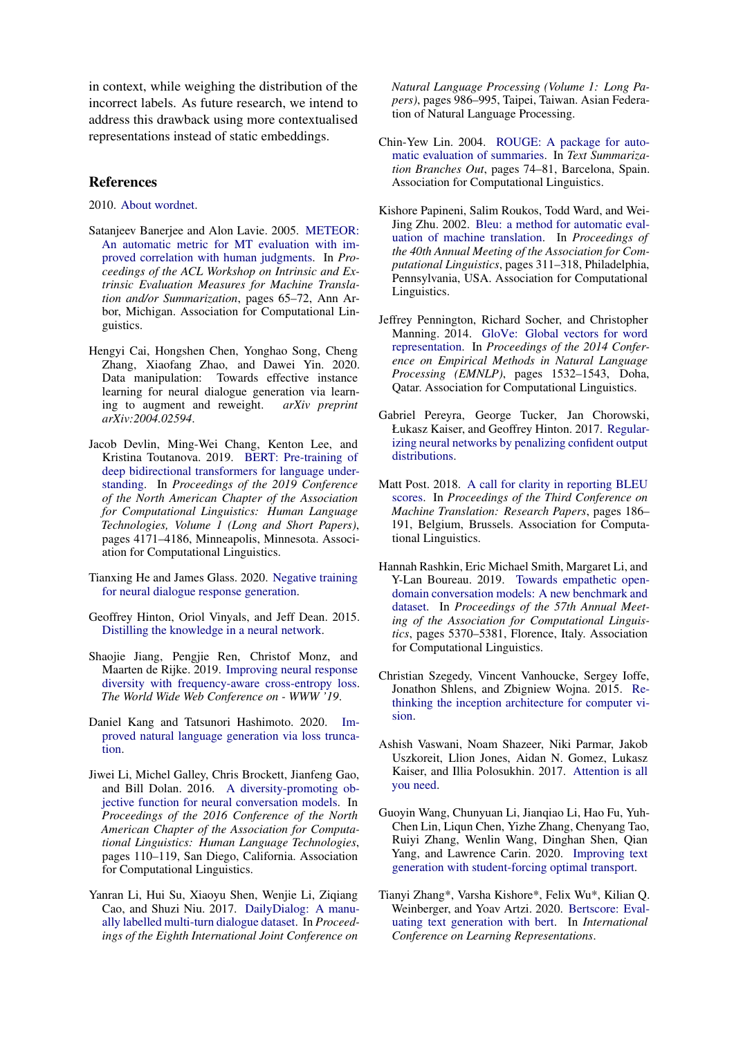in context, while weighing the distribution of the incorrect labels. As future research, we intend to address this drawback using more contextualised representations instead of static embeddings.

## References

2010. About wordnet.

Satanjeev Banerjee and Alon Lavie. 2005. METEOR: An automatic metric for MT evaluation with improved correlation with human judgments. In *Proceedings of the ACL Workshop on Intrinsic and Extrinsic Evaluation Measures for Machine Translation and/or Summarization*, pages 65–72, Ann Arbor, Michigan. Association for Computational Linguistics.

Hengyi Cai, Hongshen Chen, Yonghao Song, Cheng Zhang, Xiaofang Zhao, and Dawei Yin. 2020. Data manipulation: Towards effective instance learning for neural dialogue generation via learning to augment and reweight. *arXiv preprint arXiv:2004.02594*.

Jacob Devlin, Ming-Wei Chang, Kenton Lee, and Kristina Toutanova. 2019. BERT: Pre-training of deep bidirectional transformers for language understanding. In *Proceedings of the 2019 Conference of the North American Chapter of the Association for Computational Linguistics: Human Language Technologies, Volume 1 (Long and Short Papers)*, pages 4171–4186, Minneapolis, Minnesota. Association for Computational Linguistics.

Tianxing He and James Glass. 2020. Negative training for neural dialogue response generation.

Geoffrey Hinton, Oriol Vinyals, and Jeff Dean. 2015. Distilling the knowledge in a neural network.

Shaojie Jiang, Pengjie Ren, Christof Monz, and Maarten de Rijke. 2019. Improving neural response diversity with frequency-aware cross-entropy loss. *The World Wide Web Conference on - WWW '19*.

Daniel Kang and Tatsunori Hashimoto. 2020. Improved natural language generation via loss truncation.

Jiwei Li, Michel Galley, Chris Brockett, Jianfeng Gao, and Bill Dolan. 2016. A diversity-promoting objective function for neural conversation models. In *Proceedings of the 2016 Conference of the North American Chapter of the Association for Computational Linguistics: Human Language Technologies*, pages 110–119, San Diego, California. Association for Computational Linguistics.

Yanran Li, Hui Su, Xiaoyu Shen, Wenjie Li, Ziqiang Cao, and Shuzi Niu. 2017. DailyDialog: A manually labelled multi-turn dialogue dataset. In *Proceedings of the Eighth International Joint Conference on Natural Language Processing (Volume 1: Long Papers)*, pages 986–995, Taipei, Taiwan. Asian Federation of Natural Language Processing.

Chin-Yew Lin. 2004. ROUGE: A package for automatic evaluation of summaries. In *Text Summarization Branches Out*, pages 74–81, Barcelona, Spain. Association for Computational Linguistics.

Kishore Papineni, Salim Roukos, Todd Ward, and Wei-Jing Zhu. 2002. Bleu: a method for automatic evaluation of machine translation. In *Proceedings of the 40th Annual Meeting of the Association for Computational Linguistics*, pages 311–318, Philadelphia, Pennsylvania, USA. Association for Computational Linguistics.

Jeffrey Pennington, Richard Socher, and Christopher Manning. 2014. GloVe: Global vectors for word representation. In *Proceedings of the 2014 Conference on Empirical Methods in Natural Language Processing (EMNLP)*, pages 1532–1543, Doha, Qatar. Association for Computational Linguistics.

Gabriel Pereyra, George Tucker, Jan Chorowski, Łukasz Kaiser, and Geoffrey Hinton. 2017. Regularizing neural networks by penalizing confident output distributions.

Matt Post. 2018. A call for clarity in reporting BLEU scores. In *Proceedings of the Third Conference on Machine Translation: Research Papers*, pages 186–191, Belgium, Brussels. Association for Computational Linguistics.

Hannah Rashkin, Eric Michael Smith, Margaret Li, and Y-Lan Boureau. 2019. Towards empathetic open-domain conversation models: A new benchmark and dataset. In *Proceedings of the 57th Annual Meeting of the Association for Computational Linguistics*, pages 5370–5381, Florence, Italy. Association for Computational Linguistics.

Christian Szegedy, Vincent Vanhoucke, Sergey Ioffe, Jonathon Shlens, and Zbigniew Wojna. 2015. Rethinking the inception architecture for computer vision.

Ashish Vaswani, Noam Shazeer, Niki Parmar, Jakob Uszkoreit, Llion Jones, Aidan N. Gomez, Lukasz Kaiser, and Illia Polosukhin. 2017. Attention is all you need.

Guoyin Wang, Chunyuan Li, Jianqiao Li, Hao Fu, Yuh-Chen Lin, Liqun Chen, Yizhe Zhang, Chenyang Tao, Ruiyi Zhang, Wenlin Wang, Dinghan Shen, Qian Yang, and Lawrence Carin. 2020. Improving text generation with student-forcing optimal transport.

Tianyi Zhang*, Varsha Kishore*, Felix Wu*, Kilian Q. Weinberger, and Yoav Artzi. 2020. Bertscore: Evaluating text generation with bert. In *International Conference on Learning Representations*.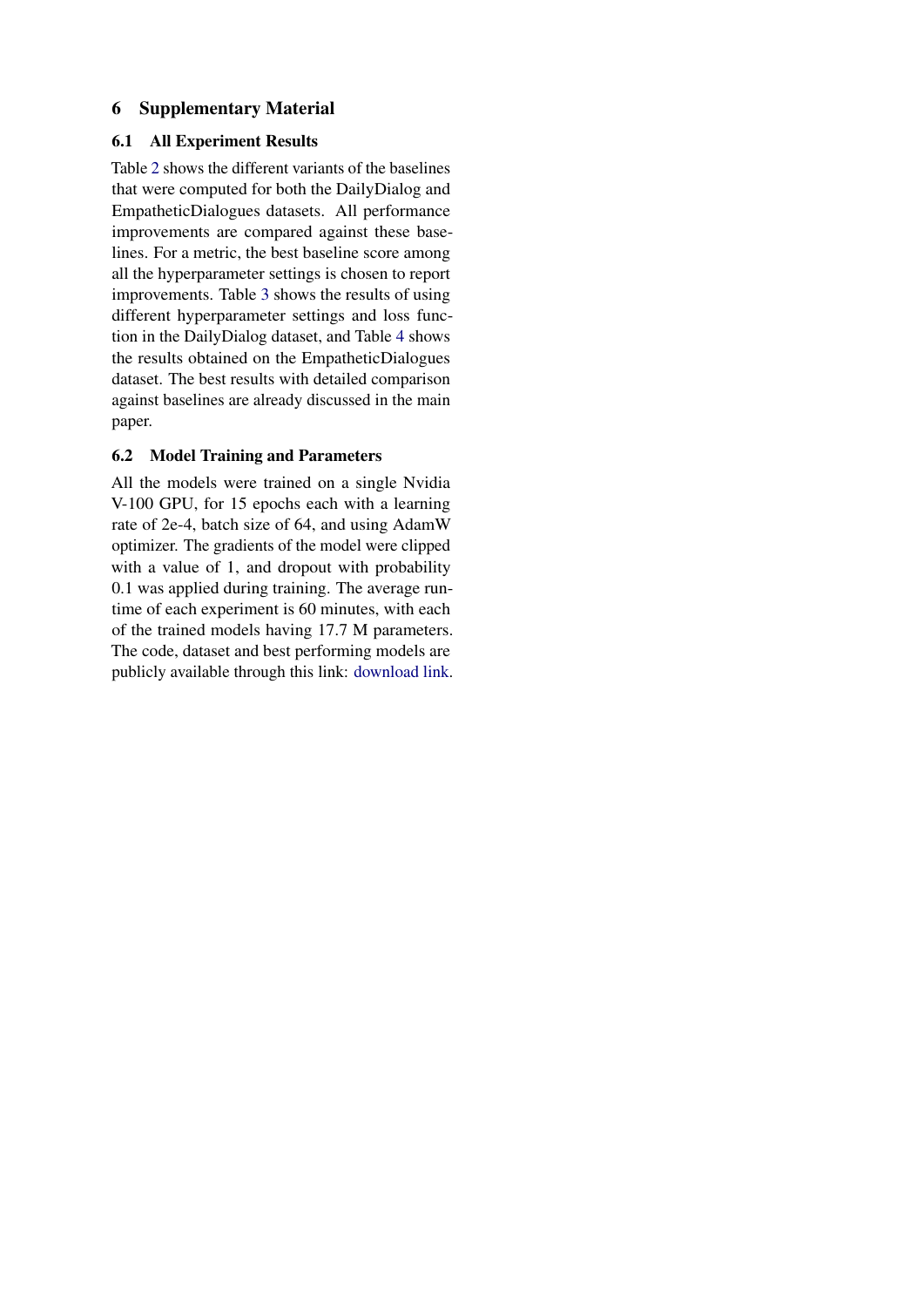# 6 Supplementary Material

## 6.1 All Experiment Results

Table 2 shows the different variants of the baselines that were computed for both the DailyDialog and EmpatheticDialogues datasets. All performance improvements are compared against these baselines. For a metric, the best baseline score among all the hyperparameter settings is chosen to report improvements. Table 3 shows the results of using different hyperparameter settings and loss function in the DailyDialog dataset, and Table 4 shows the results obtained on the EmpatheticDialogues dataset. The best results with detailed comparison against baselines are already discussed in the main paper.

## 6.2 Model Training and Parameters

All the models were trained on a single Nvidia V-100 GPU, for 15 epochs each with a learning rate of 2e-4, batch size of 64, and using AdamW optimizer. The gradients of the model were clipped with a value of 1, and dropout with probability 0.1 was applied during training. The average runtime of each experiment is 60 minutes, with each of the trained models having 17.7 M parameters. The code, dataset and best performing models are publicly available through this link: download link.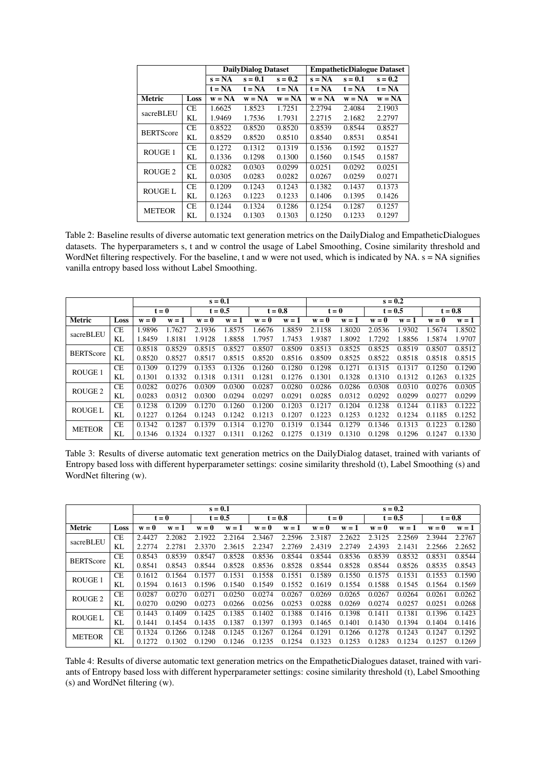| | | DailyDialog Dataset | | | EmpatheticDialogue Dataset | | |
|---|---|---|---|---|---|---|---|
| | | s = NA | s = 0.1 | s = 0.2 | s = NA | s = 0.1 | s = 0.2 |
| | | t = NA | t = NA | t = NA | t = NA | t = NA | t = NA |
| **Metric** | **Loss** | w = NA | w = NA | w = NA | w = NA | w = NA | w = NA |
| sacreBLEU | CE | 1.6625 | 1.8523 | 1.7251 | 2.2794 | 2.4084 | 2.1903 |
| | KL | 1.9469 | 1.7536 | 1.7931 | 2.2715 | 2.1682 | 2.2797 |
| BERTScore | CE | 0.8522 | 0.8520 | 0.8520 | 0.8539 | 0.8544 | 0.8527 |
| | KL | 0.8529 | 0.8520 | 0.8510 | 0.8540 | 0.8531 | 0.8541 |
| ROUGE 1 | CE | 0.1272 | 0.1312 | 0.1319 | 0.1536 | 0.1592 | 0.1527 |
| | KL | 0.1336 | 0.1298 | 0.1300 | 0.1560 | 0.1545 | 0.1587 |
| ROUGE 2 | CE | 0.0282 | 0.0303 | 0.0299 | 0.0251 | 0.0292 | 0.0251 |
| | KL | 0.0305 | 0.0283 | 0.0282 | 0.0267 | 0.0259 | 0.0271 |
| ROUGE L | CE | 0.1209 | 0.1243 | 0.1243 | 0.1382 | 0.1437 | 0.1373 |
| | KL | 0.1263 | 0.1223 | 0.1233 | 0.1406 | 0.1395 | 0.1426 |
| METEOR | CE | 0.1244 | 0.1324 | 0.1286 | 0.1254 | 0.1287 | 0.1257 |
| | KL | 0.1324 | 0.1303 | 0.1303 | 0.1250 | 0.1233 | 0.1297 |

Table 2: Baseline results of diverse automatic text generation metrics on the DailyDialog and EmpatheticDialogues datasets. The hyperparameters s, t and w control the usage of Label Smoothing, Cosine similarity threshold and WordNet filtering respectively. For the baseline, t and w were not used, which is indicated by NA. s = NA signifies vanilla entropy based loss without Label Smoothing.

| | | s = 0.1 | | | | | | s = 0.2 | | | | | |
|---|---|---|---|---|---|---|---|---|---|---|---|---|---|
| | | t = 0 | | t = 0.5 | | t = 0.8 | | t = 0 | | t = 0.5 | | t = 0.8 | |
| **Metric** | **Loss** | w = 0 | w = 1 | w = 0 | w = 1 | w = 0 | w = 1 | w = 0 | w = 1 | w = 0 | w = 1 | w = 0 | w = 1 |
| sacreBLEU | CE | 1.9896 | 1.7627 | 2.1936 | 1.8575 | 1.6676 | 1.8859 | 2.1158 | 1.8020 | 2.0536 | 1.9302 | 1.5674 | 1.8502 |
| | KL | 1.8459 | 1.8181 | 1.9128 | 1.8858 | 1.7957 | 1.7453 | 1.9387 | 1.8092 | 1.7292 | 1.8856 | 1.5874 | 1.9707 |
| BERTScore | CE | 0.8518 | 0.8529 | 0.8515 | 0.8527 | 0.8507 | 0.8509 | 0.8513 | 0.8525 | 0.8525 | 0.8519 | 0.8507 | 0.8512 |
| | KL | 0.8520 | 0.8527 | 0.8517 | 0.8515 | 0.8520 | 0.8516 | 0.8509 | 0.8525 | 0.8522 | 0.8518 | 0.8518 | 0.8515 |
| ROUGE 1 | CE | 0.1309 | 0.1279 | 0.1353 | 0.1326 | 0.1260 | 0.1280 | 0.1298 | 0.1271 | 0.1315 | 0.1317 | 0.1250 | 0.1290 |
| | KL | 0.1301 | 0.1332 | 0.1318 | 0.1311 | 0.1281 | 0.1276 | 0.1301 | 0.1328 | 0.1310 | 0.1312 | 0.1263 | 0.1325 |
| ROUGE 2 | CE | 0.0282 | 0.0276 | 0.0309 | 0.0300 | 0.0287 | 0.0280 | 0.0286 | 0.0286 | 0.0308 | 0.0310 | 0.0276 | 0.0305 |
| | KL | 0.0283 | 0.0312 | 0.0300 | 0.0294 | 0.0297 | 0.0291 | 0.0285 | 0.0312 | 0.0292 | 0.0299 | 0.0277 | 0.0299 |
| ROUGE L | CE | 0.1238 | 0.1209 | 0.1270 | 0.1260 | 0.1200 | 0.1203 | 0.1217 | 0.1204 | 0.1238 | 0.1244 | 0.1183 | 0.1222 |
| | KL | 0.1227 | 0.1264 | 0.1243 | 0.1242 | 0.1213 | 0.1207 | 0.1223 | 0.1253 | 0.1232 | 0.1234 | 0.1185 | 0.1252 |
| METEOR | CE | 0.1342 | 0.1287 | 0.1379 | 0.1314 | 0.1270 | 0.1319 | 0.1344 | 0.1279 | 0.1346 | 0.1313 | 0.1223 | 0.1280 |
| | KL | 0.1346 | 0.1324 | 0.1327 | 0.1311 | 0.1262 | 0.1275 | 0.1319 | 0.1310 | 0.1298 | 0.1296 | 0.1247 | 0.1330 |

Table 3: Results of diverse automatic text generation metrics on the DailyDialog dataset, trained with variants of Entropy based loss with different hyperparameter settings: cosine similarity threshold (t), Label Smoothing (s) and WordNet filtering (w).

| | | s = 0.1 | | | | | | s = 0.2 | | | | | |
|---|---|---|---|---|---|---|---|---|---|---|---|---|---|
| | | t = 0 | | t = 0.5 | | t = 0.8 | | t = 0 | | t = 0.5 | | t = 0.8 | |
| **Metric** | **Loss** | w = 0 | w = 1 | w = 0 | w = 1 | w = 0 | w = 1 | w = 0 | w = 1 | w = 0 | w = 1 | w = 0 | w = 1 |
| sacreBLEU | CE | 2.4427 | 2.2082 | 2.1922 | 2.2164 | 2.3467 | 2.2596 | 2.3187 | 2.2622 | 2.3125 | 2.2569 | 2.3944 | 2.2767 |
| | KL | 2.2774 | 2.2781 | 2.3370 | 2.3615 | 2.2347 | 2.2769 | 2.4319 | 2.2749 | 2.4393 | 2.1431 | 2.2566 | 2.2652 |
| BERTScore | CE | 0.8543 | 0.8539 | 0.8547 | 0.8528 | 0.8536 | 0.8544 | 0.8544 | 0.8536 | 0.8539 | 0.8532 | 0.8531 | 0.8544 |
| | KL | 0.8541 | 0.8543 | 0.8544 | 0.8528 | 0.8536 | 0.8528 | 0.8544 | 0.8528 | 0.8544 | 0.8526 | 0.8535 | 0.8543 |
| ROUGE 1 | CE | 0.1612 | 0.1564 | 0.1577 | 0.1531 | 0.1558 | 0.1551 | 0.1589 | 0.1550 | 0.1575 | 0.1531 | 0.1553 | 0.1590 |
| | KL | 0.1594 | 0.1613 | 0.1596 | 0.1540 | 0.1549 | 0.1552 | 0.1619 | 0.1554 | 0.1588 | 0.1545 | 0.1564 | 0.1569 |
| ROUGE 2 | CE | 0.0287 | 0.0270 | 0.0271 | 0.0250 | 0.0274 | 0.0267 | 0.0269 | 0.0265 | 0.0267 | 0.0264 | 0.0261 | 0.0262 |
| | KL | 0.0270 | 0.0290 | 0.0273 | 0.0266 | 0.0256 | 0.0253 | 0.0288 | 0.0269 | 0.0274 | 0.0257 | 0.0251 | 0.0268 |
| ROUGE L | CE | 0.1443 | 0.1409 | 0.1425 | 0.1385 | 0.1402 | 0.1388 | 0.1416 | 0.1398 | 0.1411 | 0.1381 | 0.1396 | 0.1423 |
| | KL | 0.1441 | 0.1454 | 0.1435 | 0.1387 | 0.1397 | 0.1393 | 0.1465 | 0.1401 | 0.1430 | 0.1394 | 0.1404 | 0.1416 |
| METEOR | CE | 0.1324 | 0.1266 | 0.1248 | 0.1245 | 0.1267 | 0.1264 | 0.1291 | 0.1266 | 0.1278 | 0.1243 | 0.1247 | 0.1292 |
| | KL | 0.1272 | 0.1302 | 0.1290 | 0.1246 | 0.1235 | 0.1254 | 0.1323 | 0.1253 | 0.1283 | 0.1234 | 0.1257 | 0.1269 |

Table 4: Results of diverse automatic text generation metrics on the EmpatheticDialogues dataset, trained with variants of Entropy based loss with different hyperparameter settings: cosine similarity threshold (t), Label Smoothing (s) and WordNet filtering (w).